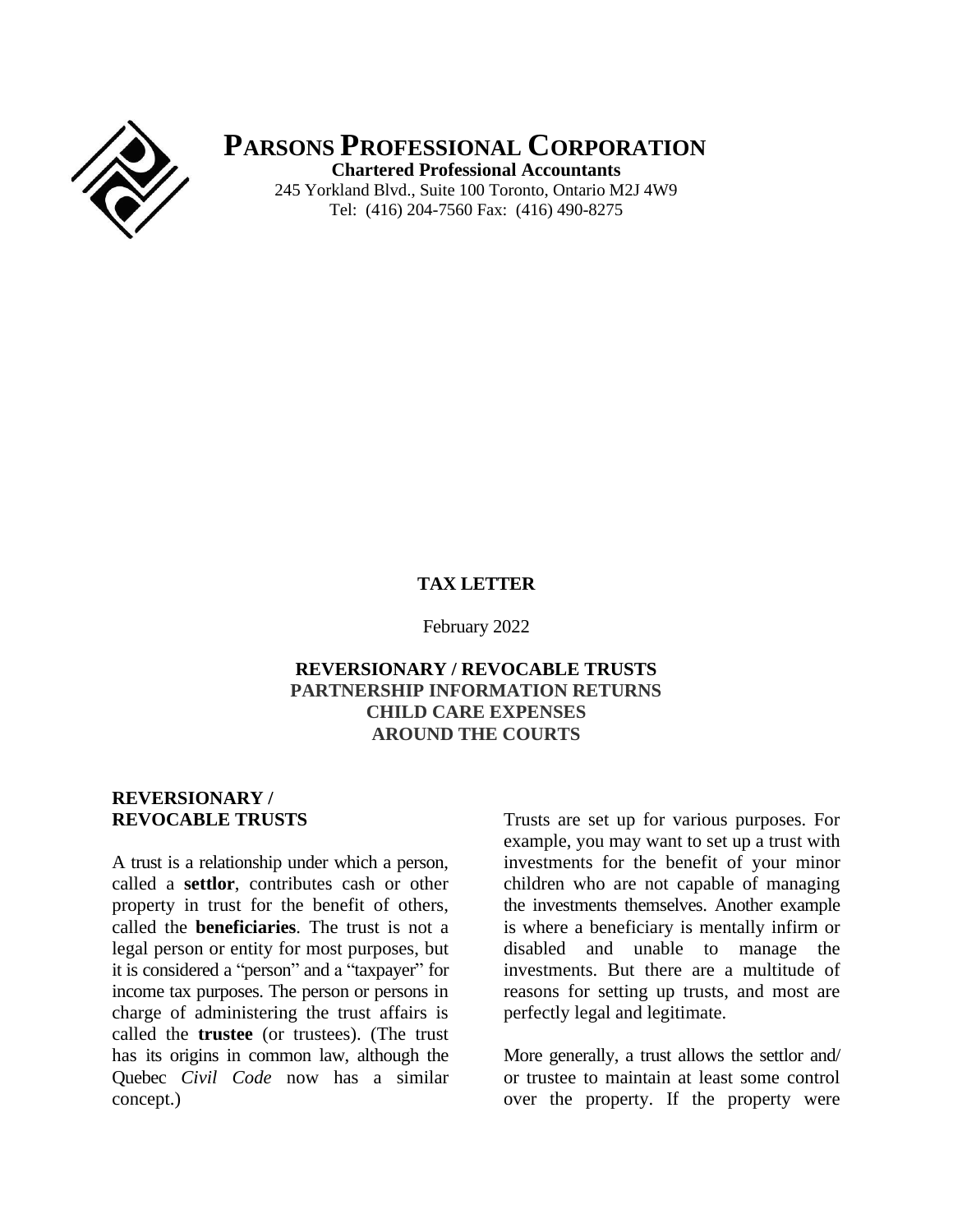# PARSONS PROFESSIONAL CORPORATION

**Chartered Professional Accountants**

245 Yorkland Blvd., Suite 100 Toronto, Ontario M2J 4W9

Tel: (416) 204-7560 Fax: (416) 490-8275

**TAX LETTER**

February 2022

**REVERSIONARY / REVOCABLE TRUSTS**
**PARTNERSHIP INFORMATION RETURNS**
**CHILD CARE EXPENSES**
**AROUND THE COURTS**

## REVERSIONARY / REVOCABLE TRUSTS

A trust is a relationship under which a person, called a **settlor**, contributes cash or other property in trust for the benefit of others, called the **beneficiaries**. The trust is not a legal person or entity for most purposes, but it is considered a "person" and a "taxpayer" for income tax purposes. The person or persons in charge of administering the trust affairs is called the **trustee** (or trustees). (The trust has its origins in common law, although the Quebec *Civil Code* now has a similar concept.)

Trusts are set up for various purposes. For example, you may want to set up a trust with investments for the benefit of your minor children who are not capable of managing the investments themselves. Another example is where a beneficiary is mentally infirm or disabled and unable to manage the investments. But there are a multitude of reasons for setting up trusts, and most are perfectly legal and legitimate.

More generally, a trust allows the settlor and/ or trustee to maintain at least some control over the property. If the property were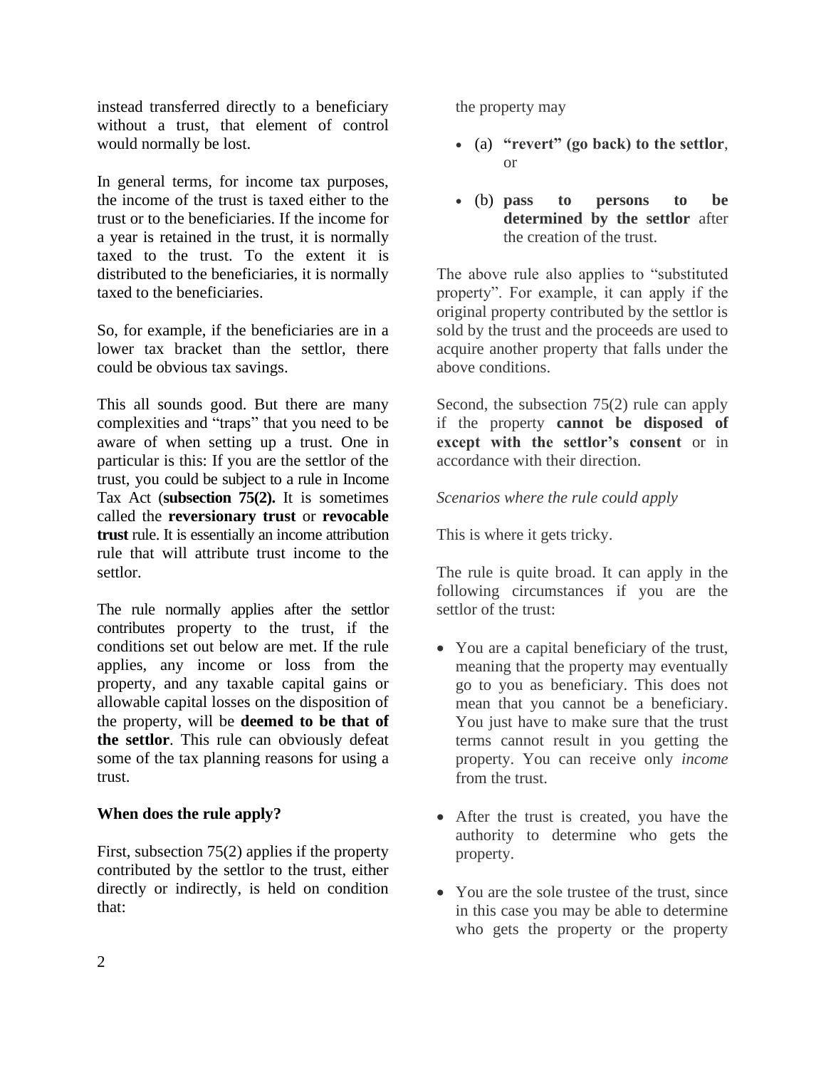instead transferred directly to a beneficiary without a trust, that element of control would normally be lost.

In general terms, for income tax purposes, the income of the trust is taxed either to the trust or to the beneficiaries. If the income for a year is retained in the trust, it is normally taxed to the trust. To the extent it is distributed to the beneficiaries, it is normally taxed to the beneficiaries.

So, for example, if the beneficiaries are in a lower tax bracket than the settlor, there could be obvious tax savings.

This all sounds good. But there are many complexities and "traps" that you need to be aware of when setting up a trust. One in particular is this: If you are the settlor of the trust, you could be subject to a rule in Income Tax Act (**subsection 75(2).** It is sometimes called the **reversionary trust** or **revocable trust** rule. It is essentially an income attribution rule that will attribute trust income to the settlor.

The rule normally applies after the settlor contributes property to the trust, if the conditions set out below are met. If the rule applies, any income or loss from the property, and any taxable capital gains or allowable capital losses on the disposition of the property, will be **deemed to be that of the settlor**. This rule can obviously defeat some of the tax planning reasons for using a trust.

**When does the rule apply?**

First, subsection 75(2) applies if the property contributed by the settlor to the trust, either directly or indirectly, is held on condition that:

the property may

- (a) **"revert" (go back) to the settlor**, or
- (b) **pass to persons to be determined by the settlor** after the creation of the trust.

The above rule also applies to "substituted property". For example, it can apply if the original property contributed by the settlor is sold by the trust and the proceeds are used to acquire another property that falls under the above conditions.

Second, the subsection 75(2) rule can apply if the property **cannot be disposed of except with the settlor's consent** or in accordance with their direction.

*Scenarios where the rule could apply*

This is where it gets tricky.

The rule is quite broad. It can apply in the following circumstances if you are the settlor of the trust:

- You are a capital beneficiary of the trust, meaning that the property may eventually go to you as beneficiary. This does not mean that you cannot be a beneficiary. You just have to make sure that the trust terms cannot result in you getting the property. You can receive only *income* from the trust.
- After the trust is created, you have the authority to determine who gets the property.
- You are the sole trustee of the trust, since in this case you may be able to determine who gets the property or the property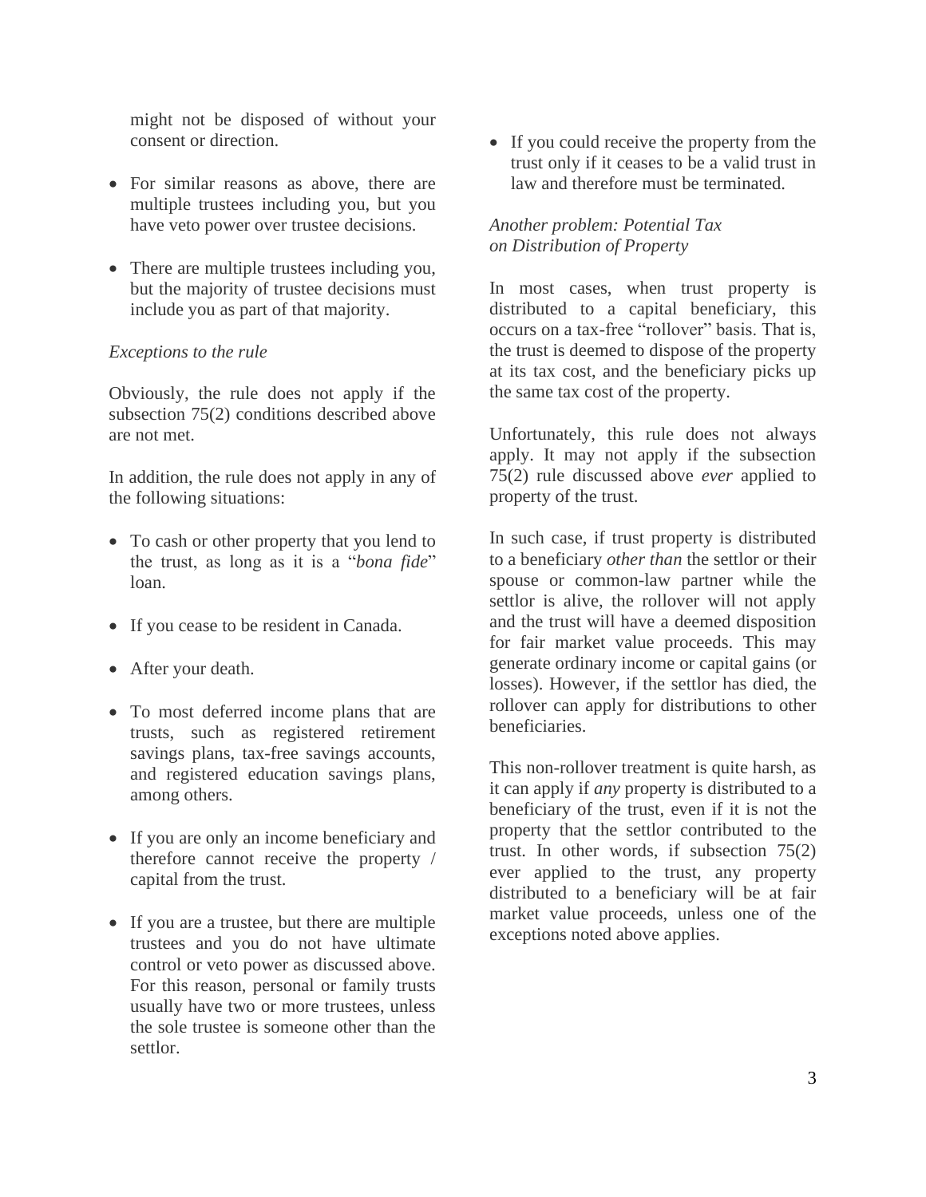might not be disposed of without your consent or direction.

- For similar reasons as above, there are multiple trustees including you, but you have veto power over trustee decisions.

- There are multiple trustees including you, but the majority of trustee decisions must include you as part of that majority.

*Exceptions to the rule*

Obviously, the rule does not apply if the subsection 75(2) conditions described above are not met.

In addition, the rule does not apply in any of the following situations:

- To cash or other property that you lend to the trust, as long as it is a "*bona fide*" loan.

- If you cease to be resident in Canada.

- After your death.

- To most deferred income plans that are trusts, such as registered retirement savings plans, tax-free savings accounts, and registered education savings plans, among others.

- If you are only an income beneficiary and therefore cannot receive the property / capital from the trust.

- If you are a trustee, but there are multiple trustees and you do not have ultimate control or veto power as discussed above. For this reason, personal or family trusts usually have two or more trustees, unless the sole trustee is someone other than the settlor.

- If you could receive the property from the trust only if it ceases to be a valid trust in law and therefore must be terminated.

*Another problem: Potential Tax on Distribution of Property*

In most cases, when trust property is distributed to a capital beneficiary, this occurs on a tax-free "rollover" basis. That is, the trust is deemed to dispose of the property at its tax cost, and the beneficiary picks up the same tax cost of the property.

Unfortunately, this rule does not always apply. It may not apply if the subsection 75(2) rule discussed above *ever* applied to property of the trust.

In such case, if trust property is distributed to a beneficiary *other than* the settlor or their spouse or common-law partner while the settlor is alive, the rollover will not apply and the trust will have a deemed disposition for fair market value proceeds. This may generate ordinary income or capital gains (or losses). However, if the settlor has died, the rollover can apply for distributions to other beneficiaries.

This non-rollover treatment is quite harsh, as it can apply if *any* property is distributed to a beneficiary of the trust, even if it is not the property that the settlor contributed to the trust. In other words, if subsection 75(2) ever applied to the trust, any property distributed to a beneficiary will be at fair market value proceeds, unless one of the exceptions noted above applies.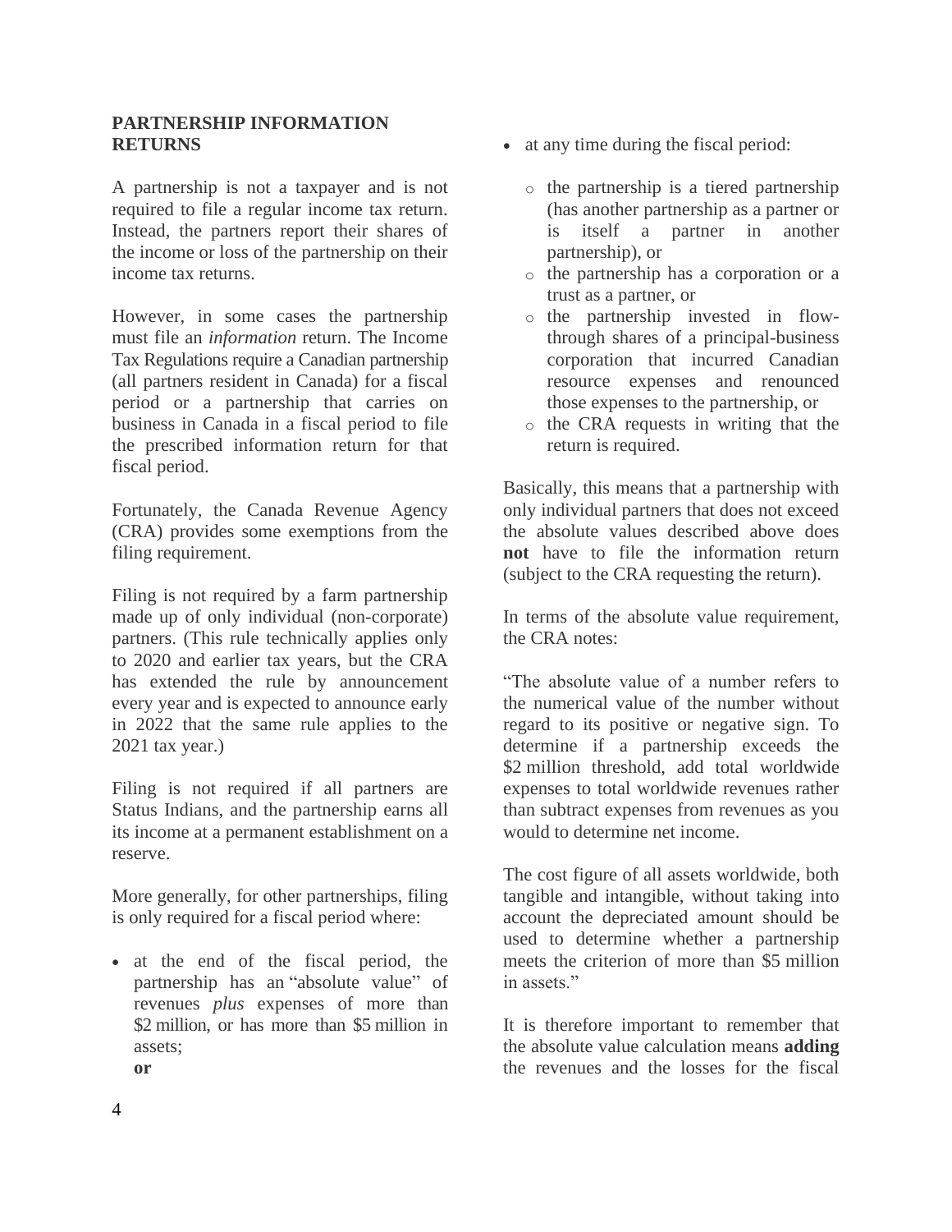## PARTNERSHIP INFORMATION RETURNS

A partnership is not a taxpayer and is not required to file a regular income tax return. Instead, the partners report their shares of the income or loss of the partnership on their income tax returns.

However, in some cases the partnership must file an *information* return. The Income Tax Regulations require a Canadian partnership (all partners resident in Canada) for a fiscal period or a partnership that carries on business in Canada in a fiscal period to file the prescribed information return for that fiscal period.

Fortunately, the Canada Revenue Agency (CRA) provides some exemptions from the filing requirement.

Filing is not required by a farm partnership made up of only individual (non-corporate) partners. (This rule technically applies only to 2020 and earlier tax years, but the CRA has extended the rule by announcement every year and is expected to announce early in 2022 that the same rule applies to the 2021 tax year.)

Filing is not required if all partners are Status Indians, and the partnership earns all its income at a permanent establishment on a reserve.

More generally, for other partnerships, filing is only required for a fiscal period where:

- at the end of the fiscal period, the partnership has an "absolute value" of revenues *plus* expenses of more than $2 million, or has more than $5 million in assets;
  **or**
- at any time during the fiscal period:
  - the partnership is a tiered partnership (has another partnership as a partner or is itself a partner in another partnership), or
  - the partnership has a corporation or a trust as a partner, or
  - the partnership invested in flow-through shares of a principal-business corporation that incurred Canadian resource expenses and renounced those expenses to the partnership, or
  - the CRA requests in writing that the return is required.

Basically, this means that a partnership with only individual partners that does not exceed the absolute values described above does **not** have to file the information return (subject to the CRA requesting the return).

In terms of the absolute value requirement, the CRA notes:

"The absolute value of a number refers to the numerical value of the number without regard to its positive or negative sign. To determine if a partnership exceeds the $2 million threshold, add total worldwide expenses to total worldwide revenues rather than subtract expenses from revenues as you would to determine net income.

The cost figure of all assets worldwide, both tangible and intangible, without taking into account the depreciated amount should be used to determine whether a partnership meets the criterion of more than $5 million in assets."

It is therefore important to remember that the absolute value calculation means **adding** the revenues and the losses for the fiscal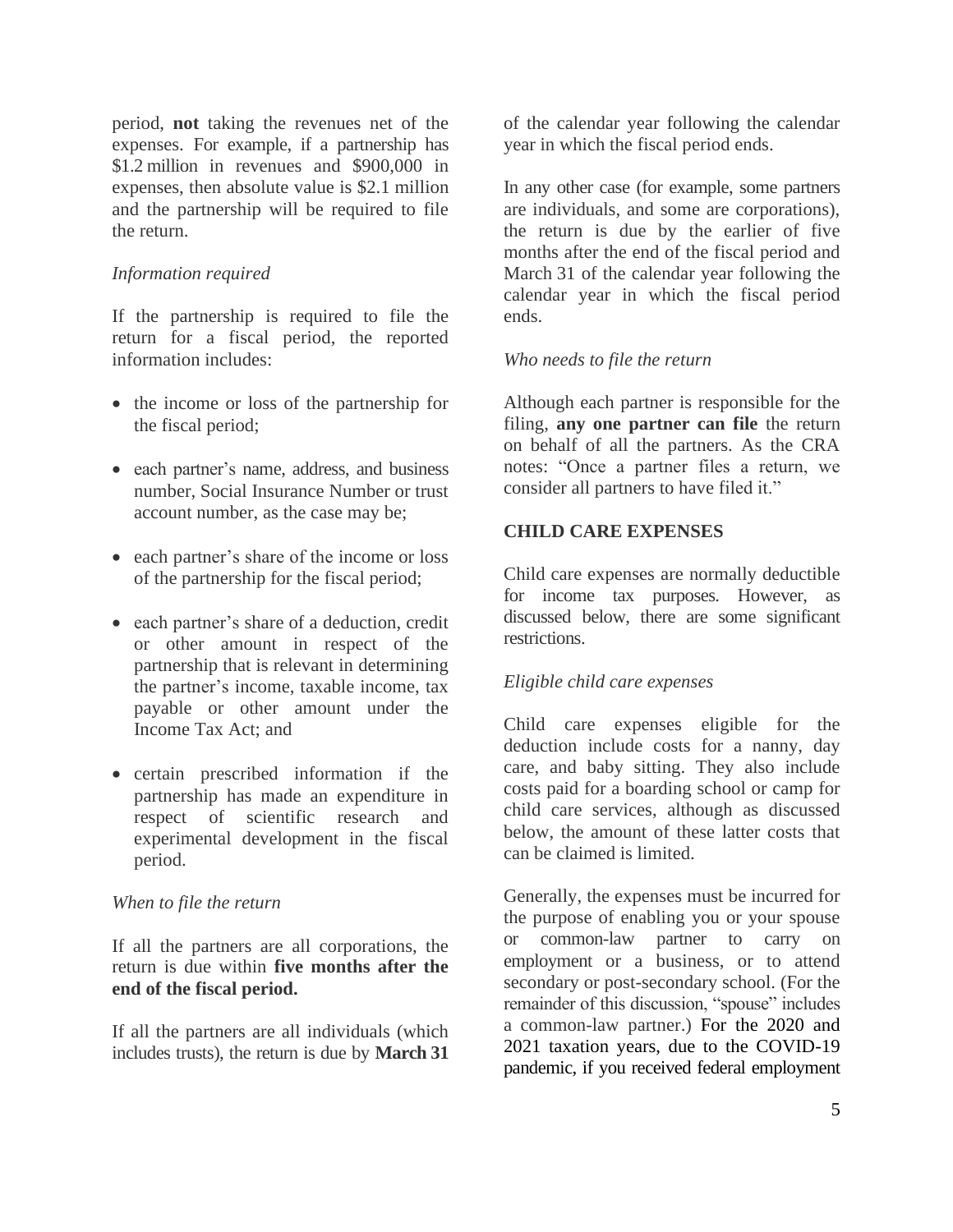period, **not** taking the revenues net of the expenses. For example, if a partnership has $1.2 million in revenues and $900,000 in expenses, then absolute value is $2.1 million and the partnership will be required to file the return.

*Information required*

If the partnership is required to file the return for a fiscal period, the reported information includes:

- the income or loss of the partnership for the fiscal period;
- each partner's name, address, and business number, Social Insurance Number or trust account number, as the case may be;
- each partner's share of the income or loss of the partnership for the fiscal period;
- each partner's share of a deduction, credit or other amount in respect of the partnership that is relevant in determining the partner's income, taxable income, tax payable or other amount under the Income Tax Act; and
- certain prescribed information if the partnership has made an expenditure in respect of scientific research and experimental development in the fiscal period.

*When to file the return*

If all the partners are all corporations, the return is due within **five months after the end of the fiscal period.**

If all the partners are all individuals (which includes trusts), the return is due by **March 31** of the calendar year following the calendar year in which the fiscal period ends.

In any other case (for example, some partners are individuals, and some are corporations), the return is due by the earlier of five months after the end of the fiscal period and March 31 of the calendar year following the calendar year in which the fiscal period ends.

*Who needs to file the return*

Although each partner is responsible for the filing, **any one partner can file** the return on behalf of all the partners. As the CRA notes: "Once a partner files a return, we consider all partners to have filed it."

**CHILD CARE EXPENSES**

Child care expenses are normally deductible for income tax purposes. However, as discussed below, there are some significant restrictions.

*Eligible child care expenses*

Child care expenses eligible for the deduction include costs for a nanny, day care, and baby sitting. They also include costs paid for a boarding school or camp for child care services, although as discussed below, the amount of these latter costs that can be claimed is limited.

Generally, the expenses must be incurred for the purpose of enabling you or your spouse or common-law partner to carry on employment or a business, or to attend secondary or post-secondary school. (For the remainder of this discussion, "spouse" includes a common-law partner.) For the 2020 and 2021 taxation years, due to the COVID-19 pandemic, if you received federal employment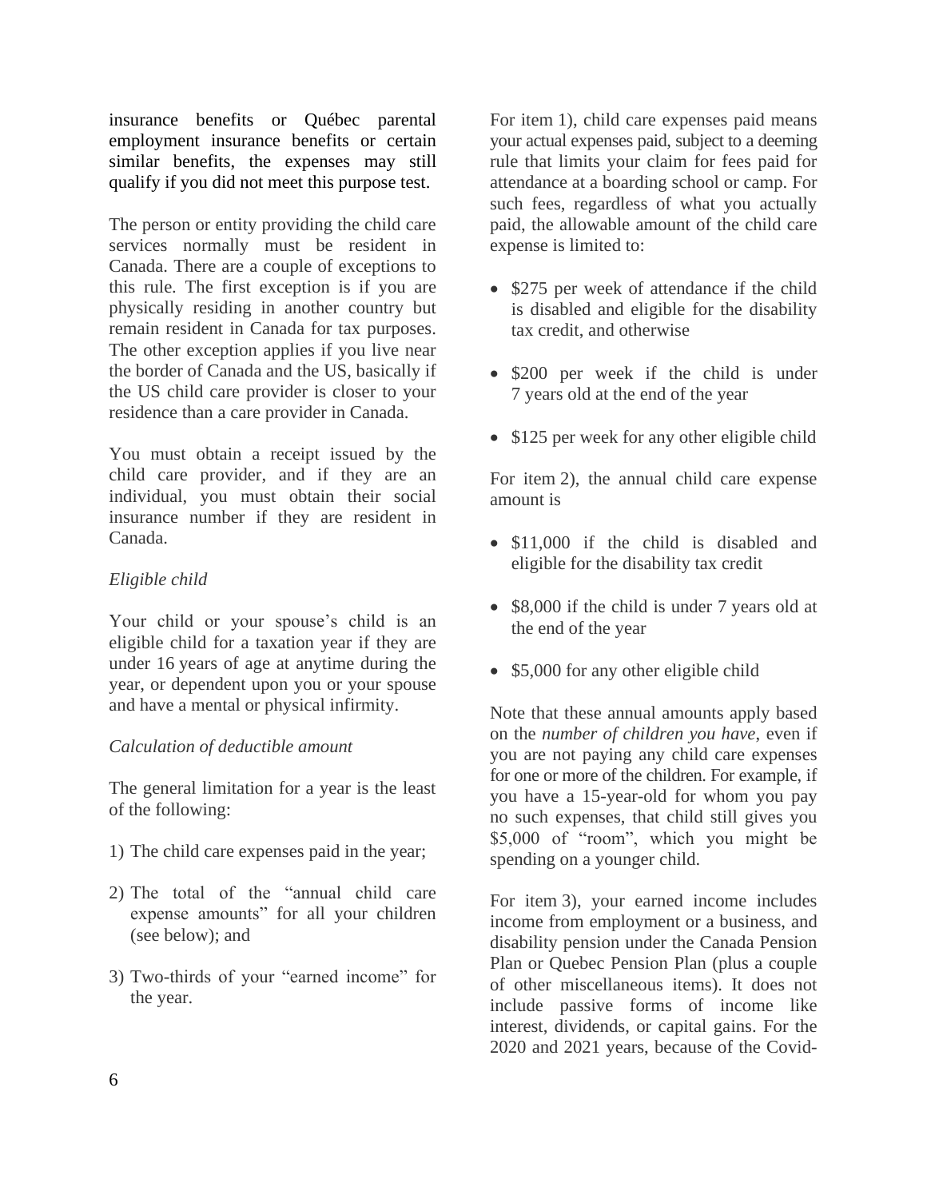insurance benefits or Québec parental employment insurance benefits or certain similar benefits, the expenses may still qualify if you did not meet this purpose test.

The person or entity providing the child care services normally must be resident in Canada. There are a couple of exceptions to this rule. The first exception is if you are physically residing in another country but remain resident in Canada for tax purposes. The other exception applies if you live near the border of Canada and the US, basically if the US child care provider is closer to your residence than a care provider in Canada.

You must obtain a receipt issued by the child care provider, and if they are an individual, you must obtain their social insurance number if they are resident in Canada.

*Eligible child*

Your child or your spouse's child is an eligible child for a taxation year if they are under 16 years of age at anytime during the year, or dependent upon you or your spouse and have a mental or physical infirmity.

*Calculation of deductible amount*

The general limitation for a year is the least of the following:

1) The child care expenses paid in the year;
2) The total of the "annual child care expense amounts" for all your children (see below); and
3) Two-thirds of your "earned income" for the year.

For item 1), child care expenses paid means your actual expenses paid, subject to a deeming rule that limits your claim for fees paid for attendance at a boarding school or camp. For such fees, regardless of what you actually paid, the allowable amount of the child care expense is limited to:

- $275 per week of attendance if the child is disabled and eligible for the disability tax credit, and otherwise
- $200 per week if the child is under 7 years old at the end of the year
- $125 per week for any other eligible child

For item 2), the annual child care expense amount is

- $11,000 if the child is disabled and eligible for the disability tax credit
- $8,000 if the child is under 7 years old at the end of the year
- $5,000 for any other eligible child

Note that these annual amounts apply based on the *number of children you have*, even if you are not paying any child care expenses for one or more of the children. For example, if you have a 15-year-old for whom you pay no such expenses, that child still gives you $5,000 of "room", which you might be spending on a younger child.

For item 3), your earned income includes income from employment or a business, and disability pension under the Canada Pension Plan or Quebec Pension Plan (plus a couple of other miscellaneous items). It does not include passive forms of income like interest, dividends, or capital gains. For the 2020 and 2021 years, because of the Covid-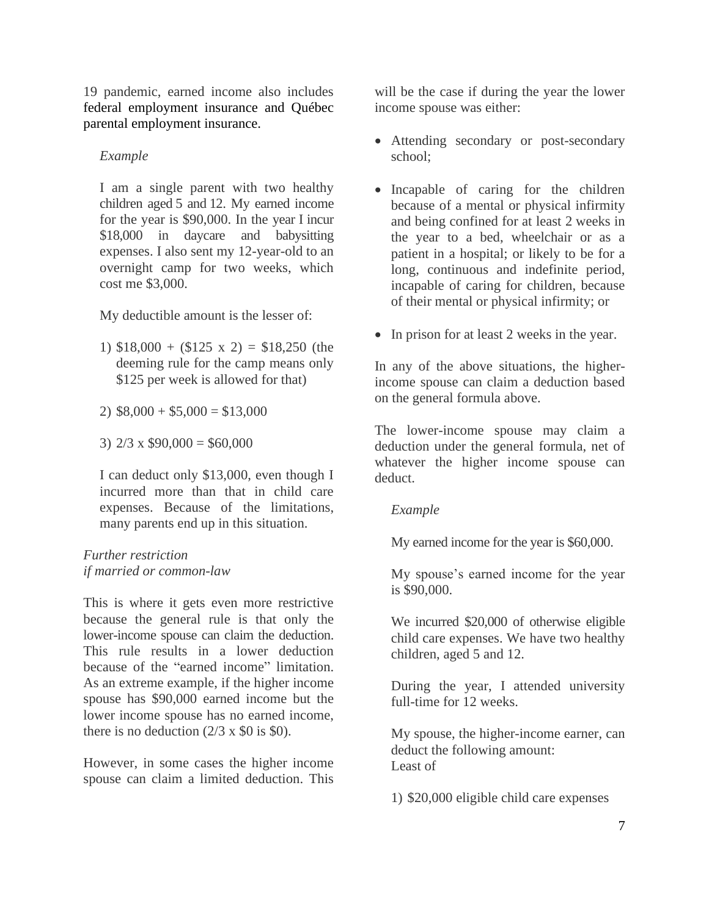19 pandemic, earned income also includes federal employment insurance and Québec parental employment insurance.

*Example*

I am a single parent with two healthy children aged 5 and 12. My earned income for the year is $90,000. In the year I incur $18,000 in daycare and babysitting expenses. I also sent my 12-year-old to an overnight camp for two weeks, which cost me $3,000.

My deductible amount is the lesser of:

1) $18,000 + ($125 x 2) = $18,250 (the deeming rule for the camp means only $125 per week is allowed for that)

2) $8,000 + $5,000 = $13,000

3) 2/3 x $90,000 = $60,000

I can deduct only $13,000, even though I incurred more than that in child care expenses. Because of the limitations, many parents end up in this situation.

*Further restriction if married or common-law*

This is where it gets even more restrictive because the general rule is that only the lower-income spouse can claim the deduction. This rule results in a lower deduction because of the "earned income" limitation. As an extreme example, if the higher income spouse has $90,000 earned income but the lower income spouse has no earned income, there is no deduction (2/3 x $0 is $0).

However, in some cases the higher income spouse can claim a limited deduction. This will be the case if during the year the lower income spouse was either:

- Attending secondary or post-secondary school;
- Incapable of caring for the children because of a mental or physical infirmity and being confined for at least 2 weeks in the year to a bed, wheelchair or as a patient in a hospital; or likely to be for a long, continuous and indefinite period, incapable of caring for children, because of their mental or physical infirmity; or
- In prison for at least 2 weeks in the year.

In any of the above situations, the higher-income spouse can claim a deduction based on the general formula above.

The lower-income spouse may claim a deduction under the general formula, net of whatever the higher income spouse can deduct.

*Example*

My earned income for the year is $60,000.

My spouse's earned income for the year is $90,000.

We incurred $20,000 of otherwise eligible child care expenses. We have two healthy children, aged 5 and 12.

During the year, I attended university full-time for 12 weeks.

My spouse, the higher-income earner, can deduct the following amount:
Least of

1) $20,000 eligible child care expenses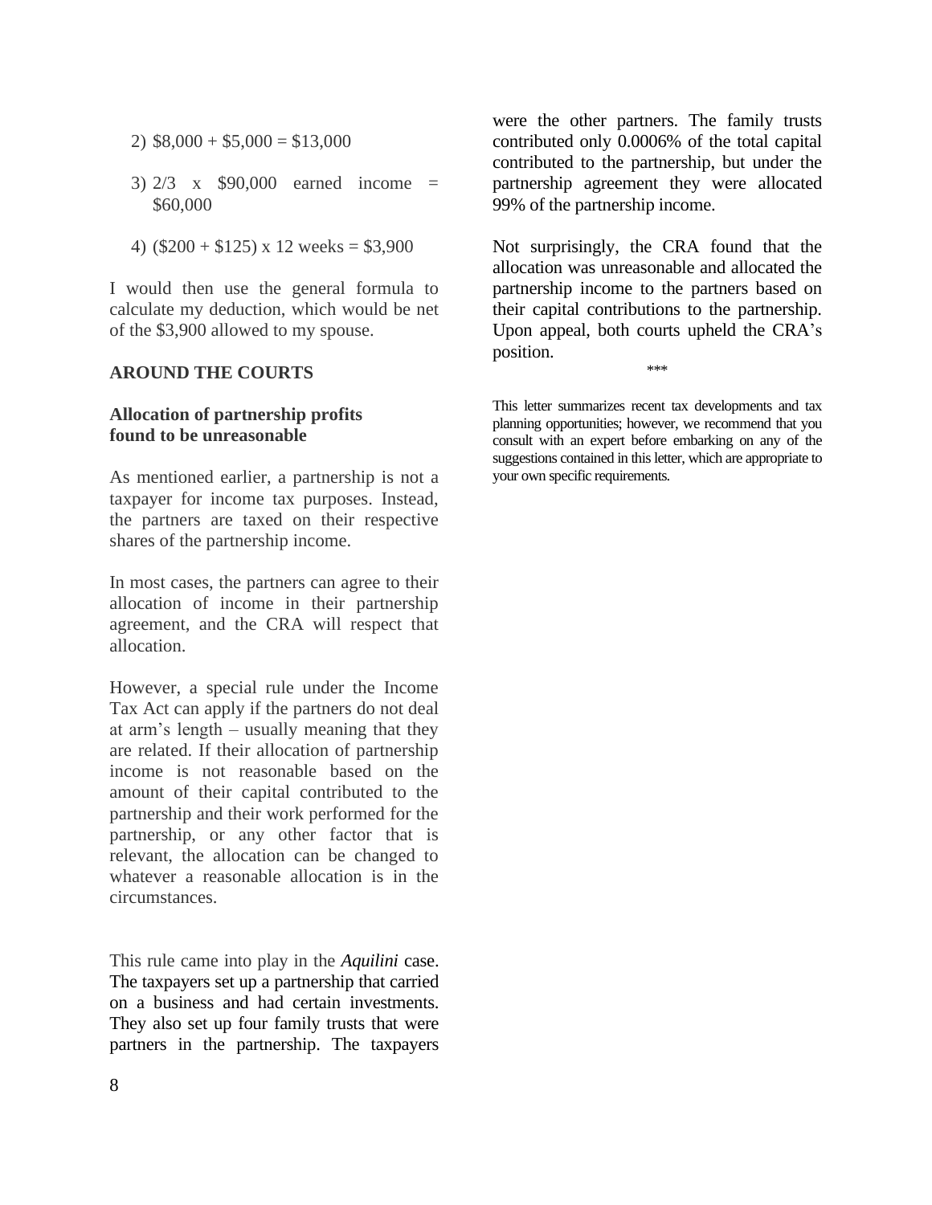2) $8,000 + $5,000 = $13,000

3) 2/3 x $90,000 earned income = $60,000

4) ($200 + $125) x 12 weeks = $3,900

I would then use the general formula to calculate my deduction, which would be net of the $3,900 allowed to my spouse.

## AROUND THE COURTS

### Allocation of partnership profits found to be unreasonable

As mentioned earlier, a partnership is not a taxpayer for income tax purposes. Instead, the partners are taxed on their respective shares of the partnership income.

In most cases, the partners can agree to their allocation of income in their partnership agreement, and the CRA will respect that allocation.

However, a special rule under the Income Tax Act can apply if the partners do not deal at arm's length – usually meaning that they are related. If their allocation of partnership income is not reasonable based on the amount of their capital contributed to the partnership and their work performed for the partnership, or any other factor that is relevant, the allocation can be changed to whatever a reasonable allocation is in the circumstances.

This rule came into play in the *Aquilini* case. The taxpayers set up a partnership that carried on a business and had certain investments. They also set up four family trusts that were partners in the partnership. The taxpayers were the other partners. The family trusts contributed only 0.0006% of the total capital contributed to the partnership, but under the partnership agreement they were allocated 99% of the partnership income.

Not surprisingly, the CRA found that the allocation was unreasonable and allocated the partnership income to the partners based on their capital contributions to the partnership. Upon appeal, both courts upheld the CRA's position.

***

This letter summarizes recent tax developments and tax planning opportunities; however, we recommend that you consult with an expert before embarking on any of the suggestions contained in this letter, which are appropriate to your own specific requirements.